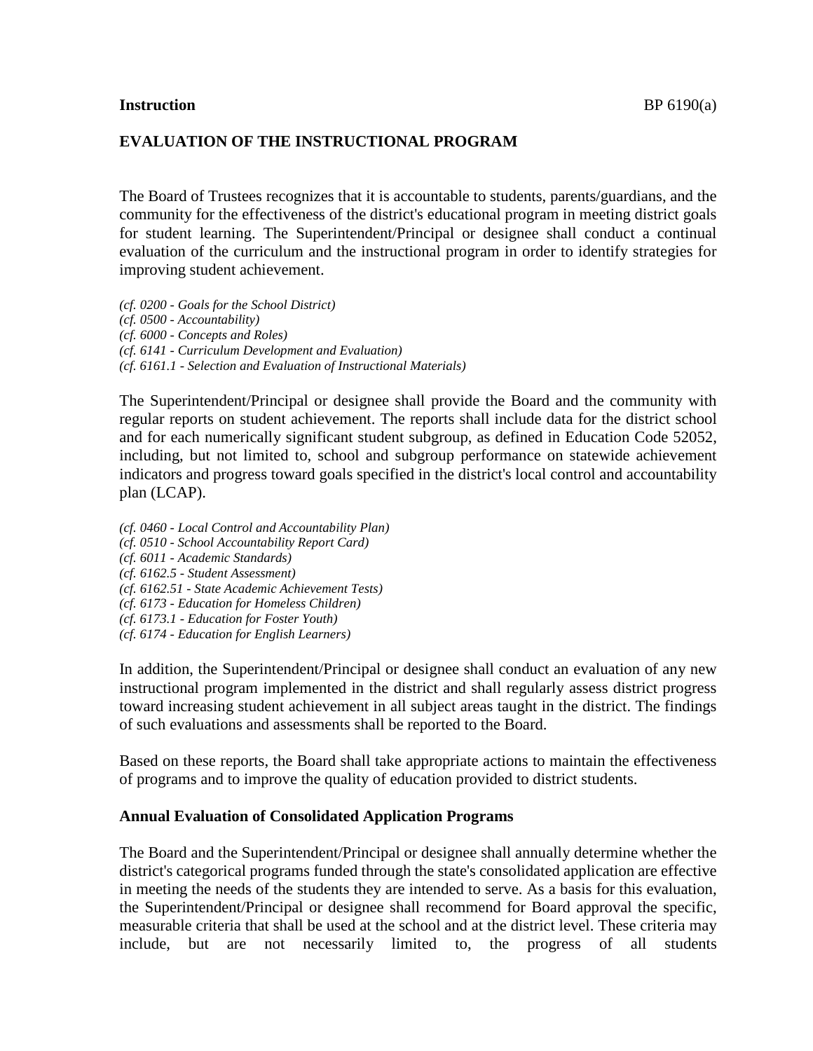**Instruction** BP 6190(a)

## EVALUATION OF THE INSTRUCTIONAL PROGRAM

The Board of Trustees recognizes that it is accountable to students, parents/guardians, and the community for the effectiveness of the district's educational program in meeting district goals for student learning. The Superintendent/Principal or designee shall conduct a continual evaluation of the curriculum and the instructional program in order to identify strategies for improving student achievement.

*(cf. 0200 - Goals for the School District)*
*(cf. 0500 - Accountability)*
*(cf. 6000 - Concepts and Roles)*
*(cf. 6141 - Curriculum Development and Evaluation)*
*(cf. 6161.1 - Selection and Evaluation of Instructional Materials)*

The Superintendent/Principal or designee shall provide the Board and the community with regular reports on student achievement. The reports shall include data for the district school and for each numerically significant student subgroup, as defined in Education Code 52052, including, but not limited to, school and subgroup performance on statewide achievement indicators and progress toward goals specified in the district's local control and accountability plan (LCAP).

*(cf. 0460 - Local Control and Accountability Plan)*
*(cf. 0510 - School Accountability Report Card)*
*(cf. 6011 - Academic Standards)*
*(cf. 6162.5 - Student Assessment)*
*(cf. 6162.51 - State Academic Achievement Tests)*
*(cf. 6173 - Education for Homeless Children)*
*(cf. 6173.1 - Education for Foster Youth)*
*(cf. 6174 - Education for English Learners)*

In addition, the Superintendent/Principal or designee shall conduct an evaluation of any new instructional program implemented in the district and shall regularly assess district progress toward increasing student achievement in all subject areas taught in the district. The findings of such evaluations and assessments shall be reported to the Board.

Based on these reports, the Board shall take appropriate actions to maintain the effectiveness of programs and to improve the quality of education provided to district students.

### Annual Evaluation of Consolidated Application Programs

The Board and the Superintendent/Principal or designee shall annually determine whether the district's categorical programs funded through the state's consolidated application are effective in meeting the needs of the students they are intended to serve. As a basis for this evaluation, the Superintendent/Principal or designee shall recommend for Board approval the specific, measurable criteria that shall be used at the school and at the district level. These criteria may include, but are not necessarily limited to, the progress of all students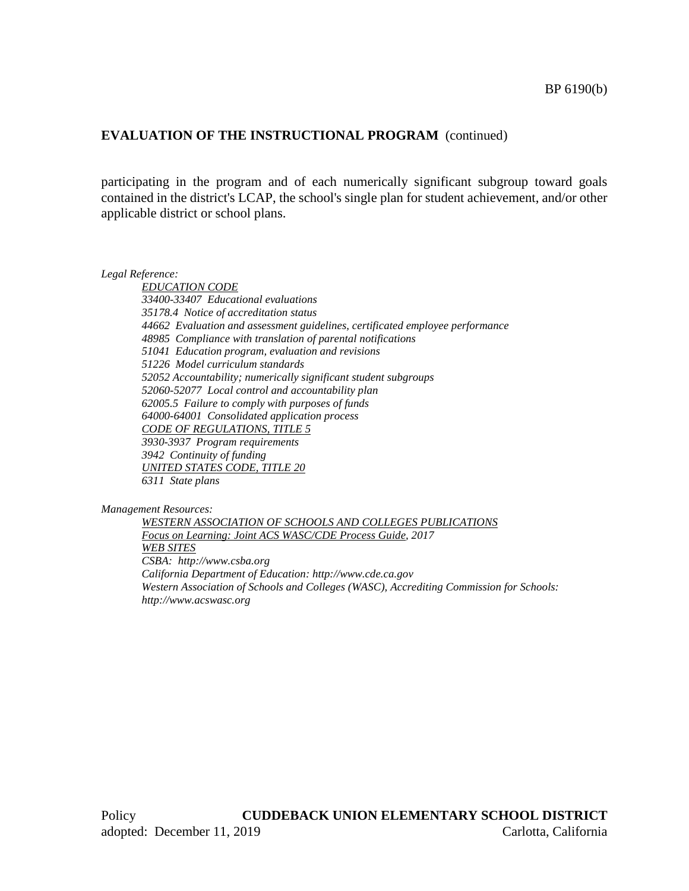participating in the program and of each numerically significant subgroup toward goals contained in the district's LCAP, the school's single plan for student achievement, and/or other applicable district or school plans.

*Legal Reference:*

*EDUCATION CODE*
*33400-33407 Educational evaluations*
*35178.4 Notice of accreditation status*
*44662 Evaluation and assessment guidelines, certificated employee performance*
*48985 Compliance with translation of parental notifications*
*51041 Education program, evaluation and revisions*
*51226 Model curriculum standards*
*52052 Accountability; numerically significant student subgroups*
*52060-52077 Local control and accountability plan*
*62005.5 Failure to comply with purposes of funds*
*64000-64001 Consolidated application process*
*CODE OF REGULATIONS, TITLE 5*
*3930-3937 Program requirements*
*3942 Continuity of funding*
*UNITED STATES CODE, TITLE 20*
*6311 State plans*

*Management Resources:*

*WESTERN ASSOCIATION OF SCHOOLS AND COLLEGES PUBLICATIONS*
*Focus on Learning: Joint ACS WASC/CDE Process Guide, 2017*
*WEB SITES*
*CSBA: http://www.csba.org*
*California Department of Education: http://www.cde.ca.gov*
*Western Association of Schools and Colleges (WASC), Accrediting Commission for Schools: http://www.acswasc.org*

Policy **CUDDEBACK UNION ELEMENTARY SCHOOL DISTRICT**
adopted: December 11, 2019 Carlotta, California